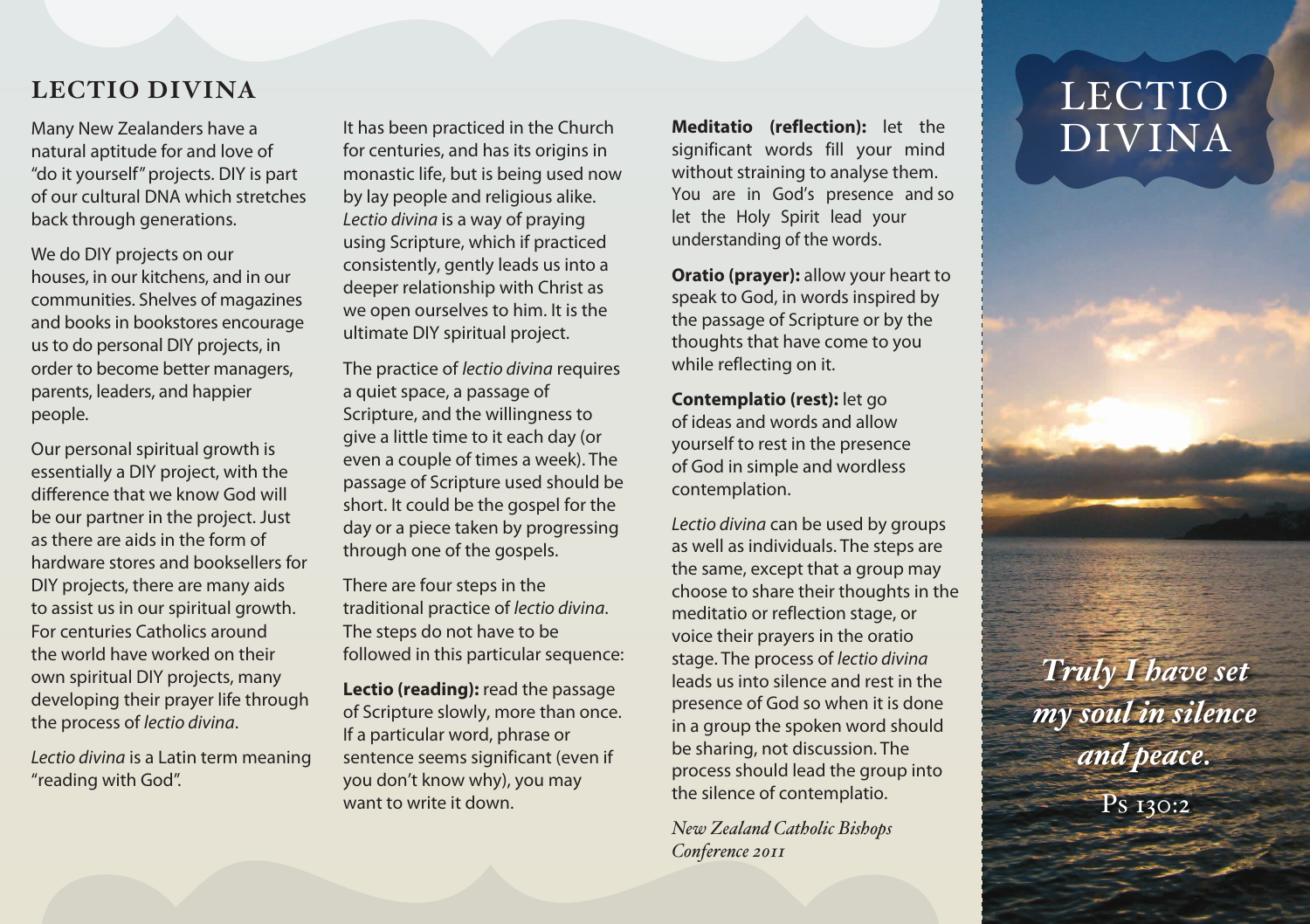## LECTIO DIVINA

Many New Zealanders have a natural aptitude for and love of "do it yourself" projects. DIY is part of our cultural DNA which stretches back through generations.

We do DIY projects on our houses, in our kitchens, and in our communities. Shelves of magazines and books in bookstores encourage us to do personal DIY projects, in order to become better managers, parents, leaders, and happier people.

Our personal spiritual growth is essentially a DIY project, with the difference that we know God will be our partner in the project. Just as there are aids in the form of hardware stores and booksellers for DIY projects, there are many aids to assist us in our spiritual growth. For centuries Catholics around the world have worked on their own spiritual DIY projects, many developing their prayer life through the process of *lectio divina*.

*Lectio divina* is a Latin term meaning "reading with God".

It has been practiced in the Church for centuries, and has its origins in monastic life, but is being used now by lay people and religious alike. *Lectio divina* is a way of praying using Scripture, which if practiced consistently, gently leads us into a deeper relationship with Christ as we open ourselves to him. It is the ultimate DIY spiritual project.

The practice of *lectio divina* requires a quiet space, a passage of Scripture, and the willingness to give a little time to it each day (or even a couple of times a week). The passage of Scripture used should be short. It could be the gospel for the day or a piece taken by progressing through one of the gospels.

There are four steps in the traditional practice of *lectio divina*. The steps do not have to be followed in this particular sequence:

**Lectio (reading):** read the passage of Scripture slowly, more than once. If a particular word, phrase or sentence seems significant (even if you don't know why), you may want to write it down.

**Meditatio (reflection):** let the significant words fill your mind without straining to analyse them. You are in God's presence and so let the Holy Spirit lead your understanding of the words.

**Oratio (prayer):** allow your heart to speak to God, in words inspired by the passage of Scripture or by the thoughts that have come to you while reflecting on it.

**Contemplatio (rest):** let go of ideas and words and allow yourself to rest in the presence of God in simple and wordless contemplation.

*Lectio divina* can be used by groups as well as individuals. The steps are the same, except that a group may choose to share their thoughts in the meditatio or reflection stage, or voice their prayers in the oratio stage. The process of *lectio divina* leads us into silence and rest in the presence of God so when it is done in a group the spoken word should be sharing, not discussion. The process should lead the group into the silence of contemplatio.

*New Zealand Catholic Bishops Conference 2011*

# LECTIO DIVINA

***Truly I have set my soul in silence and peace.***

Ps 130:2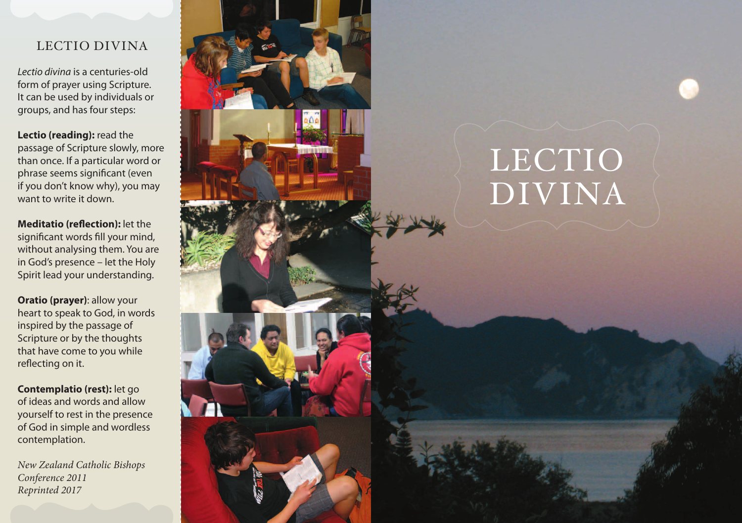# LECTIO DIVINA

*Lectio divina* is a centuries-old form of prayer using Scripture. It can be used by individuals or groups, and has four steps:

**Lectio (reading):** read the passage of Scripture slowly, more than once. If a particular word or phrase seems significant (even if you don't know why), you may want to write it down.

**Meditatio (reflection):** let the significant words fill your mind, without analysing them. You are in God's presence – let the Holy Spirit lead your understanding.

**Oratio (prayer)**: allow your heart to speak to God, in words inspired by the passage of Scripture or by the thoughts that have come to you while reflecting on it.

**Contemplatio (rest):** let go of ideas and words and allow yourself to rest in the presence of God in simple and wordless contemplation.

*New Zealand Catholic Bishops Conference 2011*
*Reprinted 2017*

# LECTIO DIVINA